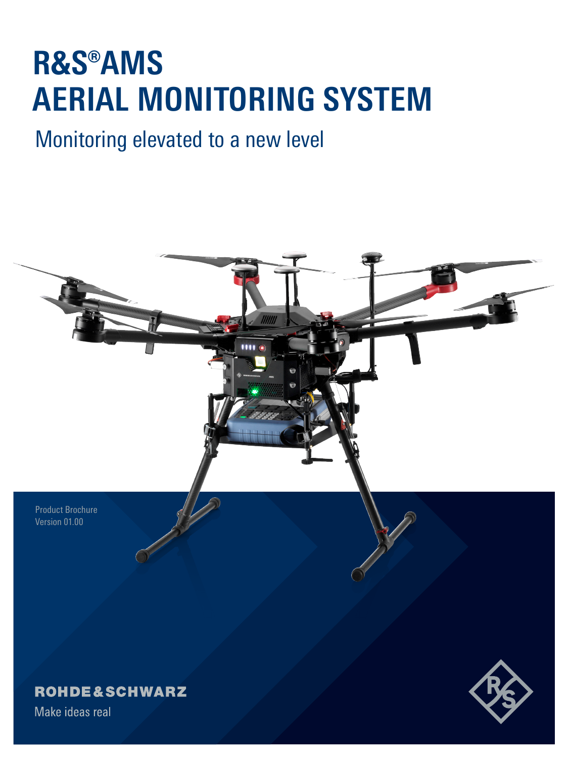# R&S®AMS AERIAL MONITORING SYSTEM

Monitoring elevated to a new level

Product Brochure
Version 01.00

ROHDE&SCHWARZ

Make ideas real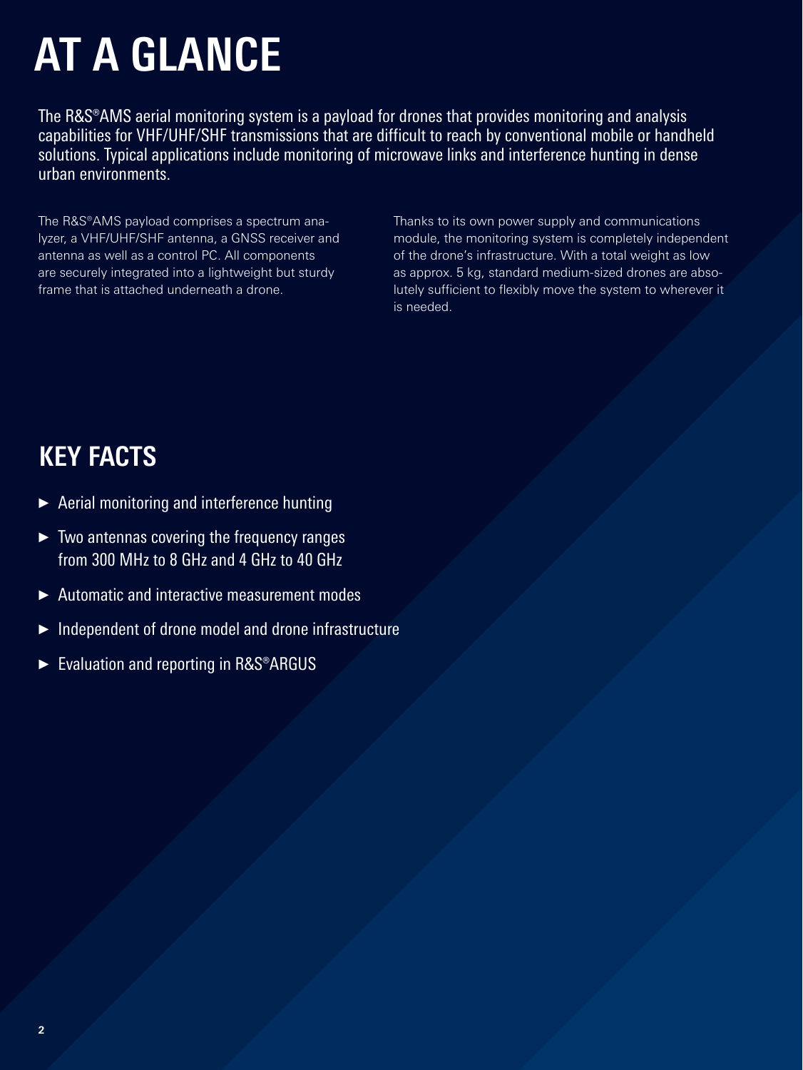# AT A GLANCE

The R&S®AMS aerial monitoring system is a payload for drones that provides monitoring and analysis capabilities for VHF/UHF/SHF transmissions that are difficult to reach by conventional mobile or handheld solutions. Typical applications include monitoring of microwave links and interference hunting in dense urban environments.

The R&S®AMS payload comprises a spectrum analyzer, a VHF/UHF/SHF antenna, a GNSS receiver and antenna as well as a control PC. All components are securely integrated into a lightweight but sturdy frame that is attached underneath a drone.

Thanks to its own power supply and communications module, the monitoring system is completely independent of the drone's infrastructure. With a total weight as low as approx. 5 kg, standard medium-sized drones are absolutely sufficient to flexibly move the system to wherever it is needed.

## KEY FACTS

- Aerial monitoring and interference hunting
- Two antennas covering the frequency ranges from 300 MHz to 8 GHz and 4 GHz to 40 GHz
- Automatic and interactive measurement modes
- Independent of drone model and drone infrastructure
- Evaluation and reporting in R&S®ARGUS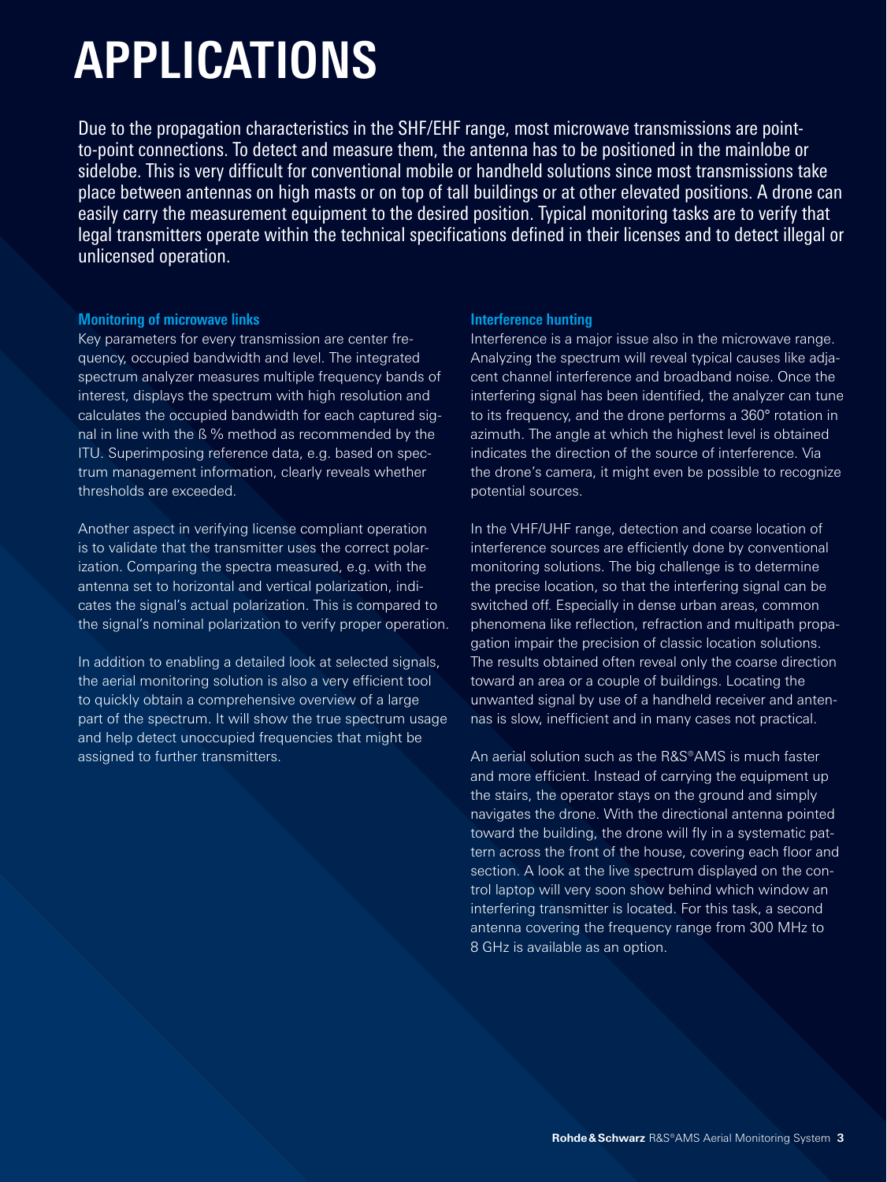# APPLICATIONS

Due to the propagation characteristics in the SHF/EHF range, most microwave transmissions are point-to-point connections. To detect and measure them, the antenna has to be positioned in the mainlobe or sidelobe. This is very difficult for conventional mobile or handheld solutions since most transmissions take place between antennas on high masts or on top of tall buildings or at other elevated positions. A drone can easily carry the measurement equipment to the desired position. Typical monitoring tasks are to verify that legal transmitters operate within the technical specifications defined in their licenses and to detect illegal or unlicensed operation.

### Monitoring of microwave links

Key parameters for every transmission are center frequency, occupied bandwidth and level. The integrated spectrum analyzer measures multiple frequency bands of interest, displays the spectrum with high resolution and calculates the occupied bandwidth for each captured signal in line with the ß % method as recommended by the ITU. Superimposing reference data, e.g. based on spectrum management information, clearly reveals whether thresholds are exceeded.

Another aspect in verifying license compliant operation is to validate that the transmitter uses the correct polarization. Comparing the spectra measured, e.g. with the antenna set to horizontal and vertical polarization, indicates the signal's actual polarization. This is compared to the signal's nominal polarization to verify proper operation.

In addition to enabling a detailed look at selected signals, the aerial monitoring solution is also a very efficient tool to quickly obtain a comprehensive overview of a large part of the spectrum. It will show the true spectrum usage and help detect unoccupied frequencies that might be assigned to further transmitters.

### Interference hunting

Interference is a major issue also in the microwave range. Analyzing the spectrum will reveal typical causes like adjacent channel interference and broadband noise. Once the interfering signal has been identified, the analyzer can tune to its frequency, and the drone performs a 360° rotation in azimuth. The angle at which the highest level is obtained indicates the direction of the source of interference. Via the drone's camera, it might even be possible to recognize potential sources.

In the VHF/UHF range, detection and coarse location of interference sources are efficiently done by conventional monitoring solutions. The big challenge is to determine the precise location, so that the interfering signal can be switched off. Especially in dense urban areas, common phenomena like reflection, refraction and multipath propagation impair the precision of classic location solutions. The results obtained often reveal only the coarse direction toward an area or a couple of buildings. Locating the unwanted signal by use of a handheld receiver and antennas is slow, inefficient and in many cases not practical.

An aerial solution such as the R&S®AMS is much faster and more efficient. Instead of carrying the equipment up the stairs, the operator stays on the ground and simply navigates the drone. With the directional antenna pointed toward the building, the drone will fly in a systematic pattern across the front of the house, covering each floor and section. A look at the live spectrum displayed on the control laptop will very soon show behind which window an interfering transmitter is located. For this task, a second antenna covering the frequency range from 300 MHz to 8 GHz is available as an option.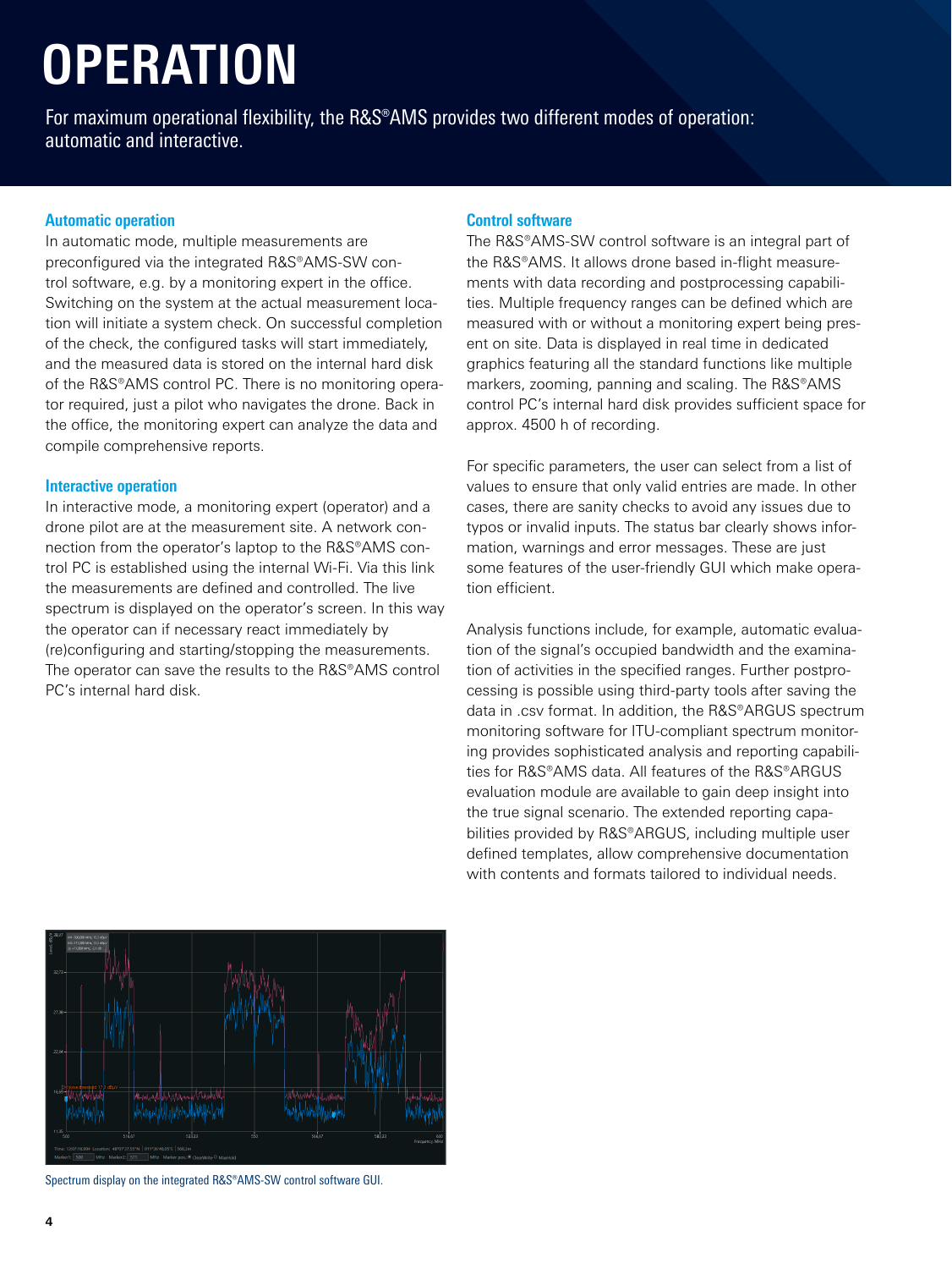# OPERATION

For maximum operational flexibility, the R&S®AMS provides two different modes of operation: automatic and interactive.

### Automatic operation

In automatic mode, multiple measurements are preconfigured via the integrated R&S®AMS-SW control software, e.g. by a monitoring expert in the office. Switching on the system at the actual measurement location will initiate a system check. On successful completion of the check, the configured tasks will start immediately, and the measured data is stored on the internal hard disk of the R&S®AMS control PC. There is no monitoring operator required, just a pilot who navigates the drone. Back in the office, the monitoring expert can analyze the data and compile comprehensive reports.

### Interactive operation

In interactive mode, a monitoring expert (operator) and a drone pilot are at the measurement site. A network connection from the operator's laptop to the R&S®AMS control PC is established using the internal Wi-Fi. Via this link the measurements are defined and controlled. The live spectrum is displayed on the operator's screen. In this way the operator can if necessary react immediately by (re)configuring and starting/stopping the measurements. The operator can save the results to the R&S®AMS control PC's internal hard disk.

### Control software

The R&S®AMS-SW control software is an integral part of the R&S®AMS. It allows drone based in-flight measurements with data recording and postprocessing capabilities. Multiple frequency ranges can be defined which are measured with or without a monitoring expert being present on site. Data is displayed in real time in dedicated graphics featuring all the standard functions like multiple markers, zooming, panning and scaling. The R&S®AMS control PC's internal hard disk provides sufficient space for approx. 4500 h of recording.

For specific parameters, the user can select from a list of values to ensure that only valid entries are made. In other cases, there are sanity checks to avoid any issues due to typos or invalid inputs. The status bar clearly shows information, warnings and error messages. These are just some features of the user-friendly GUI which make operation efficient.

Analysis functions include, for example, automatic evaluation of the signal's occupied bandwidth and the examination of activities in the specified ranges. Further postprocessing is possible using third-party tools after saving the data in .csv format. In addition, the R&S®ARGUS spectrum monitoring software for ITU-compliant spectrum monitoring provides sophisticated analysis and reporting capabilities for R&S®AMS data. All features of the R&S®ARGUS evaluation module are available to gain deep insight into the true signal scenario. The extended reporting capabilities provided by R&S®ARGUS, including multiple user defined templates, allow comprehensive documentation with contents and formats tailored to individual needs.

Spectrum display on the integrated R&S®AMS-SW control software GUI.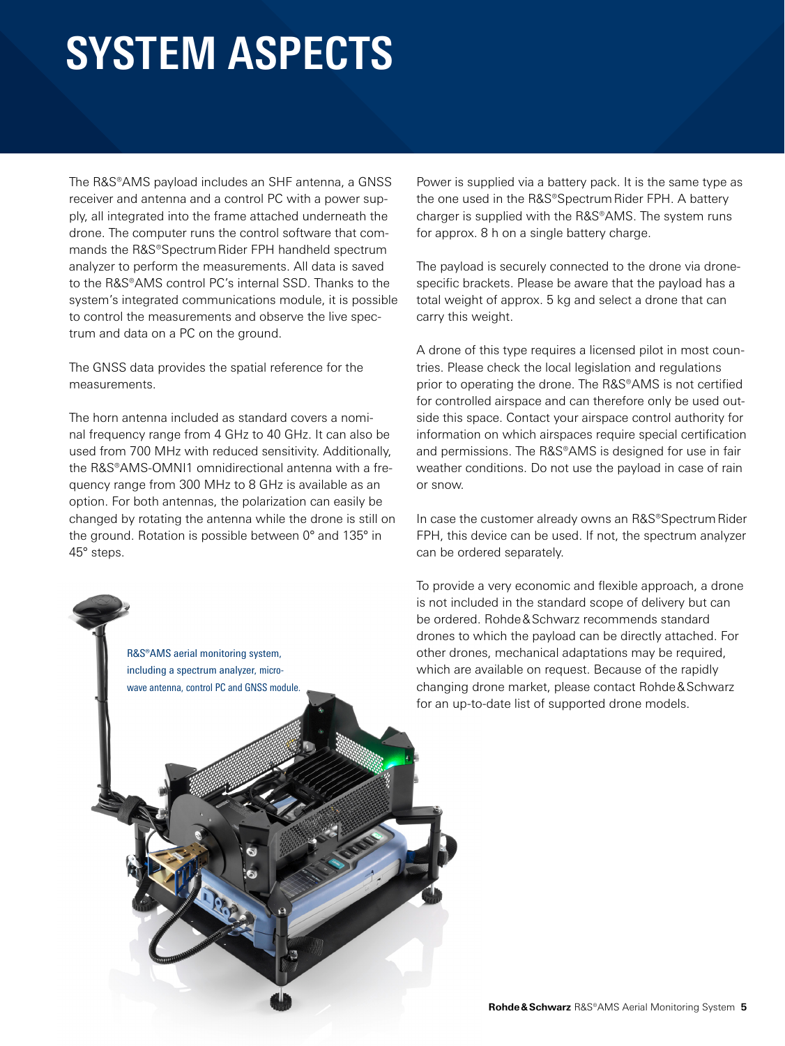# SYSTEM ASPECTS

The R&S®AMS payload includes an SHF antenna, a GNSS receiver and antenna and a control PC with a power supply, all integrated into the frame attached underneath the drone. The computer runs the control software that commands the R&S®Spectrum Rider FPH handheld spectrum analyzer to perform the measurements. All data is saved to the R&S®AMS control PC's internal SSD. Thanks to the system's integrated communications module, it is possible to control the measurements and observe the live spectrum and data on a PC on the ground.

The GNSS data provides the spatial reference for the measurements.

The horn antenna included as standard covers a nominal frequency range from 4 GHz to 40 GHz. It can also be used from 700 MHz with reduced sensitivity. Additionally, the R&S®AMS-OMNI1 omnidirectional antenna with a frequency range from 300 MHz to 8 GHz is available as an option. For both antennas, the polarization can easily be changed by rotating the antenna while the drone is still on the ground. Rotation is possible between 0° and 135° in 45° steps.

R&S®AMS aerial monitoring system, including a spectrum analyzer, microwave antenna, control PC and GNSS module.

Power is supplied via a battery pack. It is the same type as the one used in the R&S®Spectrum Rider FPH. A battery charger is supplied with the R&S®AMS. The system runs for approx. 8 h on a single battery charge.

The payload is securely connected to the drone via drone-specific brackets. Please be aware that the payload has a total weight of approx. 5 kg and select a drone that can carry this weight.

A drone of this type requires a licensed pilot in most countries. Please check the local legislation and regulations prior to operating the drone. The R&S®AMS is not certified for controlled airspace and can therefore only be used outside this space. Contact your airspace control authority for information on which airspaces require special certification and permissions. The R&S®AMS is designed for use in fair weather conditions. Do not use the payload in case of rain or snow.

In case the customer already owns an R&S®Spectrum Rider FPH, this device can be used. If not, the spectrum analyzer can be ordered separately.

To provide a very economic and flexible approach, a drone is not included in the standard scope of delivery but can be ordered. Rohde & Schwarz recommends standard drones to which the payload can be directly attached. For other drones, mechanical adaptations may be required, which are available on request. Because of the rapidly changing drone market, please contact Rohde & Schwarz for an up-to-date list of supported drone models.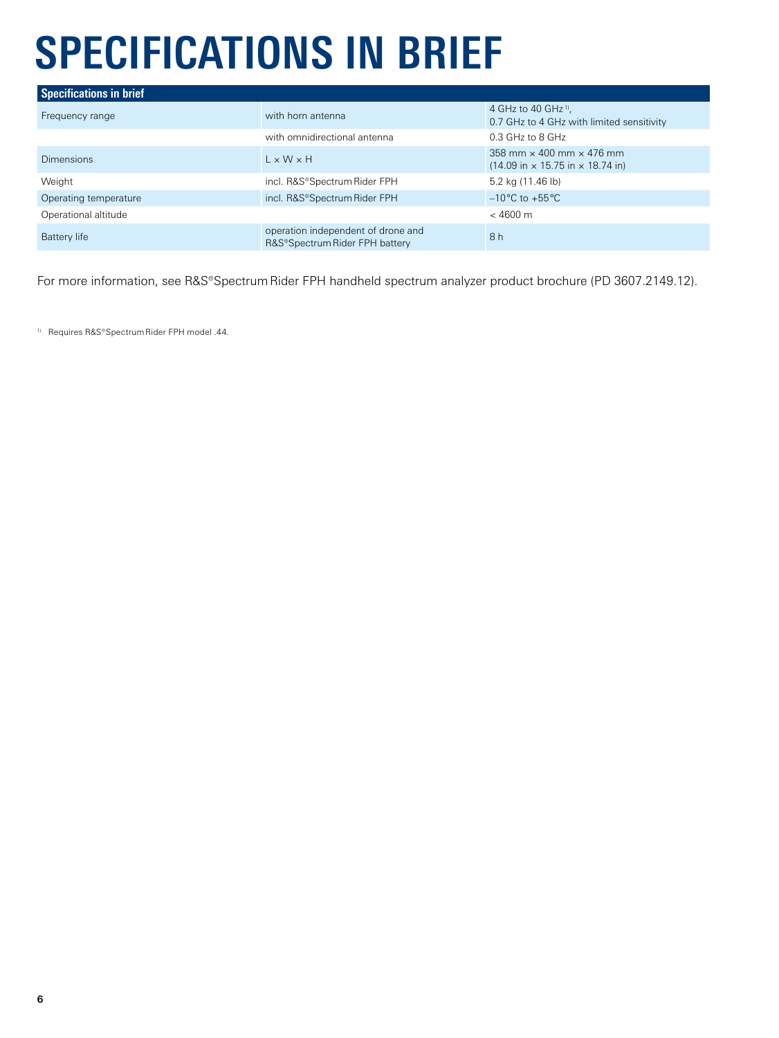# SPECIFICATIONS IN BRIEF

| Specifications in brief | | |
|---|---|---|
| Frequency range | with horn antenna | 4 GHz to 40 GHz [1], 0.7 GHz to 4 GHz with limited sensitivity |
| | with omnidirectional antenna | 0.3 GHz to 8 GHz |
| Dimensions | L × W × H | 358 mm × 400 mm × 476 mm (14.09 in × 15.75 in × 18.74 in) |
| Weight | incl. R&S®Spectrum Rider FPH | 5.2 kg (11.46 lb) |
| Operating temperature | incl. R&S®Spectrum Rider FPH | –10 °C to +55 °C |
| Operational altitude | | < 4600 m |
| Battery life | operation independent of drone and R&S®Spectrum Rider FPH battery | 8 h |

For more information, see R&S®Spectrum Rider FPH handheld spectrum analyzer product brochure (PD 3607.2149.12).

[1] Requires R&S®Spectrum Rider FPH model .44.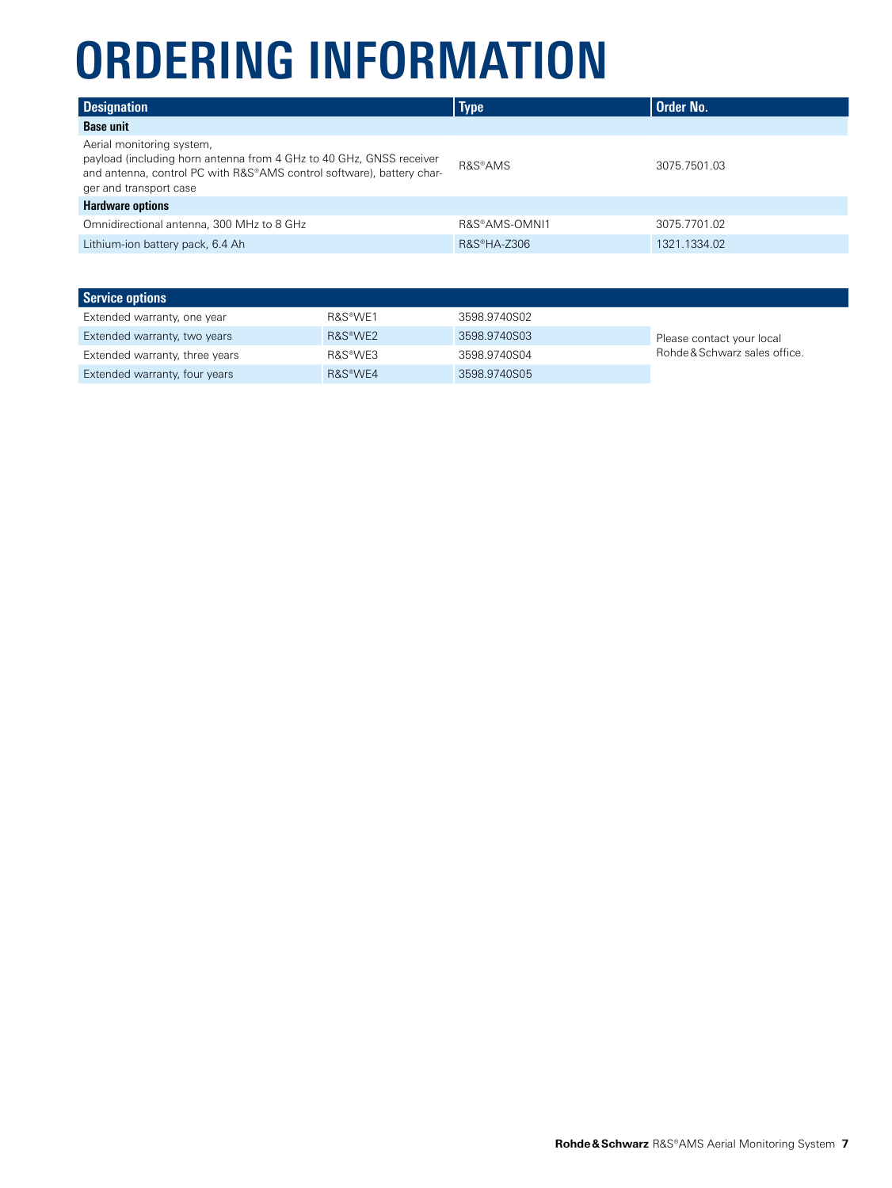# ORDERING INFORMATION

| Designation | Type | Order No. |
|---|---|---|
| **Base unit** | | |
| Aerial monitoring system, payload (including horn antenna from 4 GHz to 40 GHz, GNSS receiver and antenna, control PC with R&S®AMS control software), battery charger and transport case | R&S®AMS | 3075.7501.03 |
| **Hardware options** | | |
| Omnidirectional antenna, 300 MHz to 8 GHz | R&S®AMS-OMNI1 | 3075.7701.02 |
| Lithium-ion battery pack, 6.4 Ah | R&S®HA-Z306 | 1321.1334.02 |

| Service options | | | |
|---|---|---|---|
| Extended warranty, one year | R&S®WE1 | 3598.9740S02 | Please contact your local Rohde&Schwarz sales office. |
| Extended warranty, two years | R&S®WE2 | 3598.9740S03 | |
| Extended warranty, three years | R&S®WE3 | 3598.9740S04 | |
| Extended warranty, four years | R&S®WE4 | 3598.9740S05 | |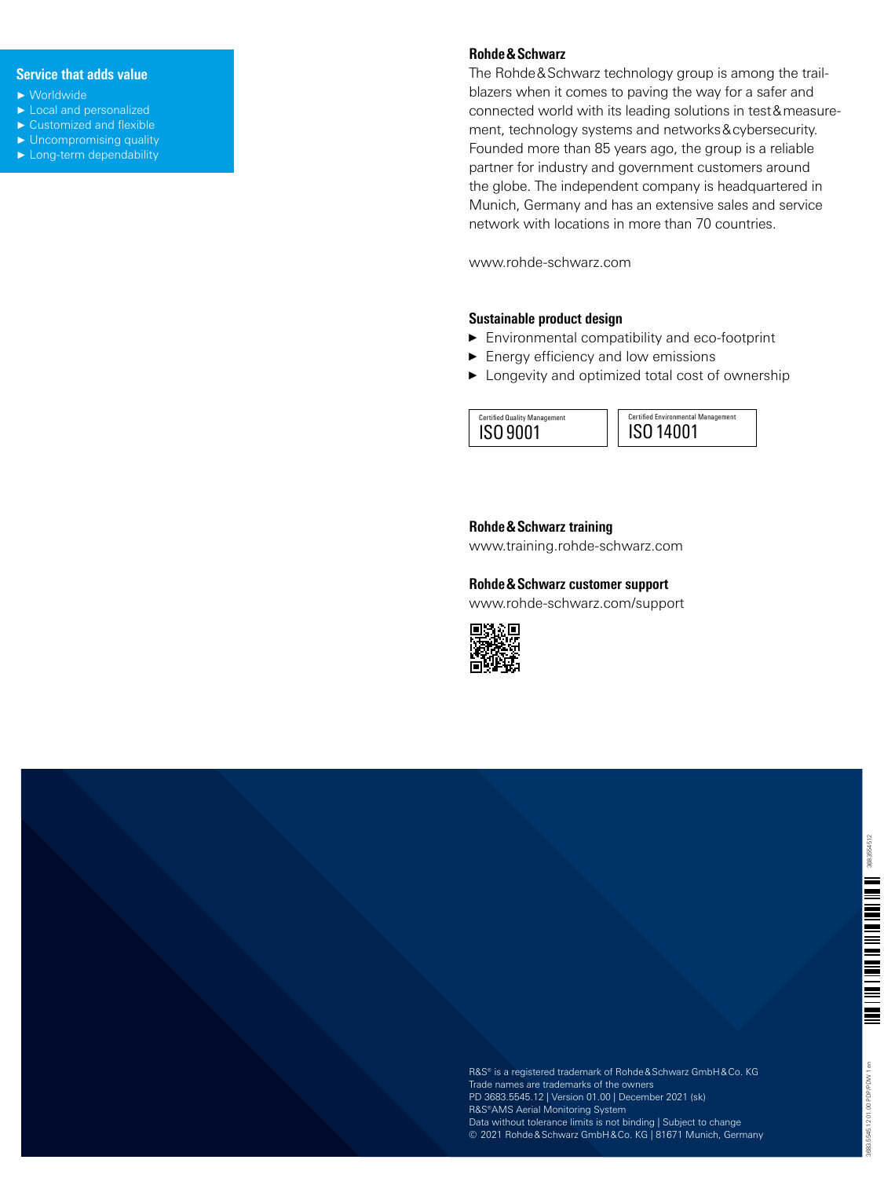## Service that adds value

- Worldwide
- Local and personalized
- Customized and flexible
- Uncompromising quality
- Long-term dependability

## Rohde & Schwarz

The Rohde & Schwarz technology group is among the trailblazers when it comes to paving the way for a safer and connected world with its leading solutions in test & measurement, technology systems and networks & cybersecurity. Founded more than 85 years ago, the group is a reliable partner for industry and government customers around the globe. The independent company is headquartered in Munich, Germany and has an extensive sales and service network with locations in more than 70 countries.

www.rohde-schwarz.com

## Sustainable product design

- Environmental compatibility and eco-footprint
- Energy efficiency and low emissions
- Longevity and optimized total cost of ownership

Certified Quality Management
ISO 9001

Certified Environmental Management
ISO 14001

## Rohde & Schwarz training

www.training.rohde-schwarz.com

## Rohde & Schwarz customer support

www.rohde-schwarz.com/support

R&S® is a registered trademark of Rohde & Schwarz GmbH & Co. KG
Trade names are trademarks of the owners
PD 3683.5545.12 | Version 01.00 | December 2021 (sk)
R&S®AMS Aerial Monitoring System
Data without tolerance limits is not binding | Subject to change
© 2021 Rohde & Schwarz GmbH & Co. KG | 81671 Munich, Germany

3683554512

3683.5545.12 01.00 PDP/PDW 1 en